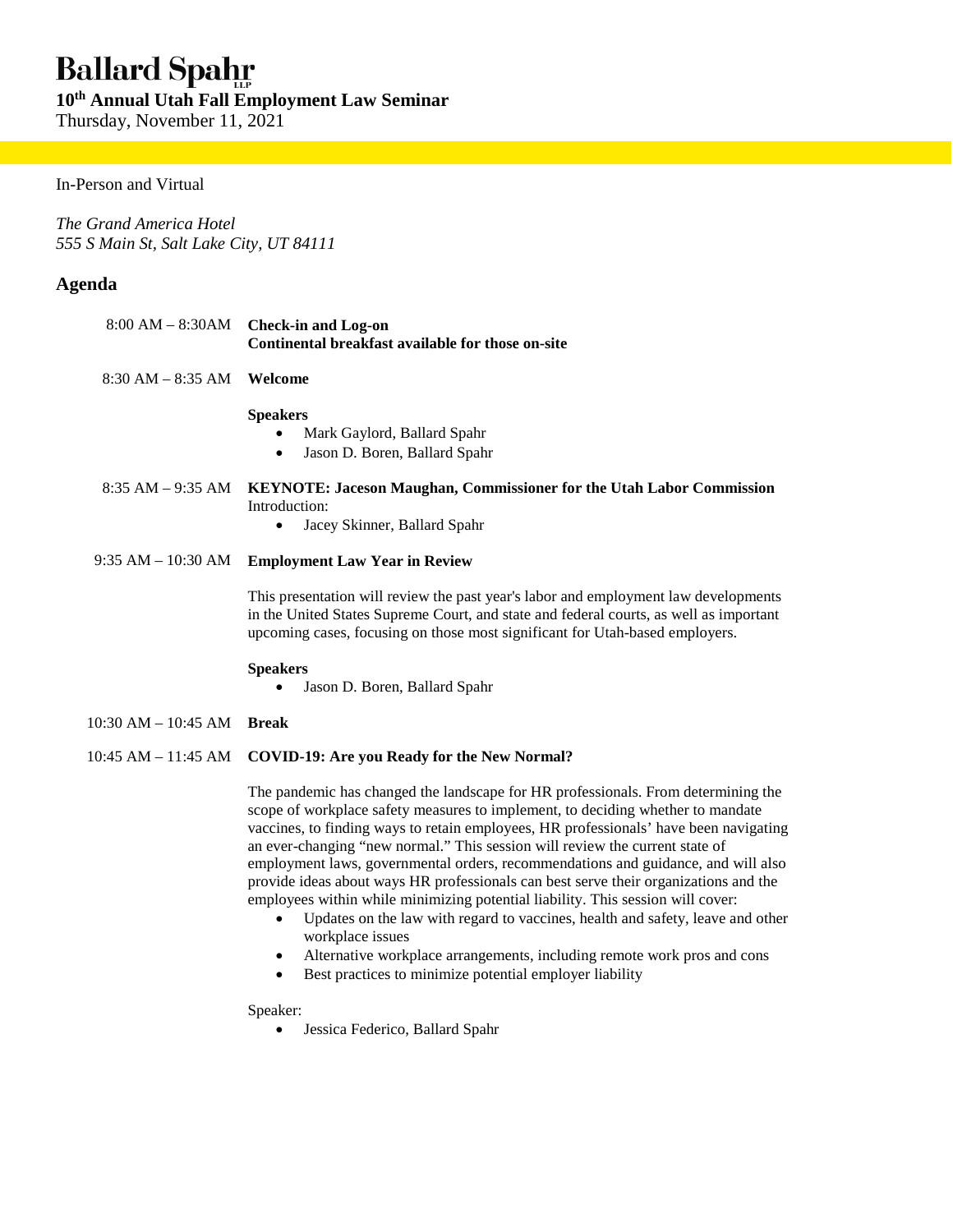# Ballard Spahr LLP

## 10th Annual Utah Fall Employment Law Seminar

Thursday, November 11, 2021

In-Person and Virtual

*The Grand America Hotel*
*555 S Main St, Salt Lake City, UT 84111*

## Agenda

8:00 AM – 8:30AM **Check-in and Log-on**
**Continental breakfast available for those on-site**

8:30 AM – 8:35 AM **Welcome**

**Speakers**

- Mark Gaylord, Ballard Spahr
- Jason D. Boren, Ballard Spahr

8:35 AM – 9:35 AM **KEYNOTE: Jaceson Maughan, Commissioner for the Utah Labor Commission**

Introduction:

- Jacey Skinner, Ballard Spahr

9:35 AM – 10:30 AM **Employment Law Year in Review**

This presentation will review the past year's labor and employment law developments in the United States Supreme Court, and state and federal courts, as well as important upcoming cases, focusing on those most significant for Utah-based employers.

**Speakers**

- Jason D. Boren, Ballard Spahr

10:30 AM – 10:45 AM **Break**

10:45 AM – 11:45 AM **COVID-19: Are you Ready for the New Normal?**

The pandemic has changed the landscape for HR professionals. From determining the scope of workplace safety measures to implement, to deciding whether to mandate vaccines, to finding ways to retain employees, HR professionals' have been navigating an ever-changing "new normal." This session will review the current state of employment laws, governmental orders, recommendations and guidance, and will also provide ideas about ways HR professionals can best serve their organizations and the employees within while minimizing potential liability. This session will cover:

- Updates on the law with regard to vaccines, health and safety, leave and other workplace issues
- Alternative workplace arrangements, including remote work pros and cons
- Best practices to minimize potential employer liability

Speaker:

- Jessica Federico, Ballard Spahr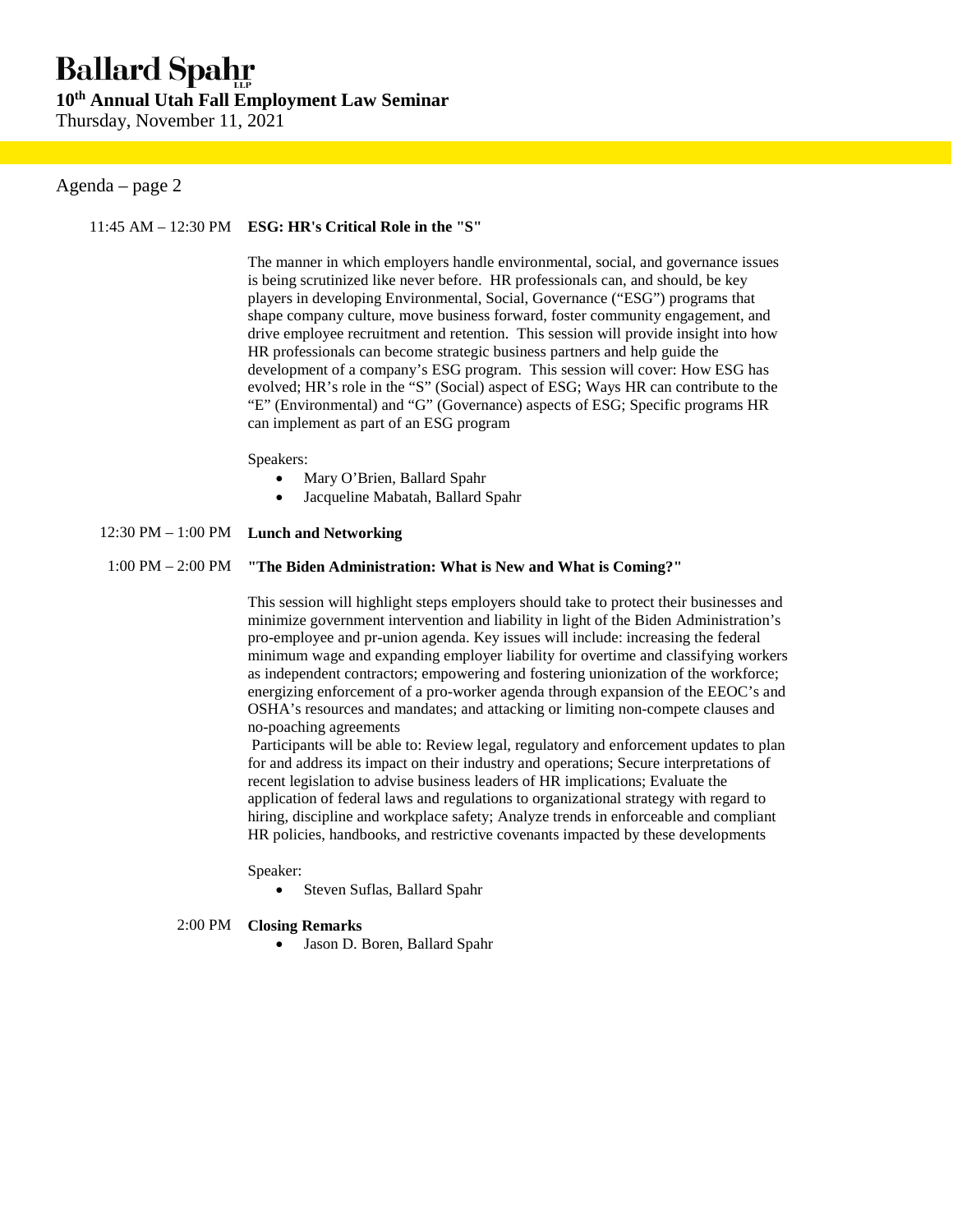# Ballard Spahr

**10th Annual Utah Fall Employment Law Seminar**

Thursday, November 11, 2021

Agenda – page 2

11:45 AM – 12:30 PM **ESG: HR's Critical Role in the "S"**

The manner in which employers handle environmental, social, and governance issues is being scrutinized like never before. HR professionals can, and should, be key players in developing Environmental, Social, Governance ("ESG") programs that shape company culture, move business forward, foster community engagement, and drive employee recruitment and retention. This session will provide insight into how HR professionals can become strategic business partners and help guide the development of a company's ESG program. This session will cover: How ESG has evolved; HR's role in the "S" (Social) aspect of ESG; Ways HR can contribute to the "E" (Environmental) and "G" (Governance) aspects of ESG; Specific programs HR can implement as part of an ESG program

Speakers:

- Mary O'Brien, Ballard Spahr
- Jacqueline Mabatah, Ballard Spahr

12:30 PM – 1:00 PM **Lunch and Networking**

1:00 PM – 2:00 PM **"The Biden Administration: What is New and What is Coming?"**

This session will highlight steps employers should take to protect their businesses and minimize government intervention and liability in light of the Biden Administration's pro-employee and pr-union agenda. Key issues will include: increasing the federal minimum wage and expanding employer liability for overtime and classifying workers as independent contractors; empowering and fostering unionization of the workforce; energizing enforcement of a pro-worker agenda through expansion of the EEOC's and OSHA's resources and mandates; and attacking or limiting non-compete clauses and no-poaching agreements

Participants will be able to: Review legal, regulatory and enforcement updates to plan for and address its impact on their industry and operations; Secure interpretations of recent legislation to advise business leaders of HR implications; Evaluate the application of federal laws and regulations to organizational strategy with regard to hiring, discipline and workplace safety; Analyze trends in enforceable and compliant HR policies, handbooks, and restrictive covenants impacted by these developments

Speaker:

- Steven Suflas, Ballard Spahr

2:00 PM **Closing Remarks**

- Jason D. Boren, Ballard Spahr